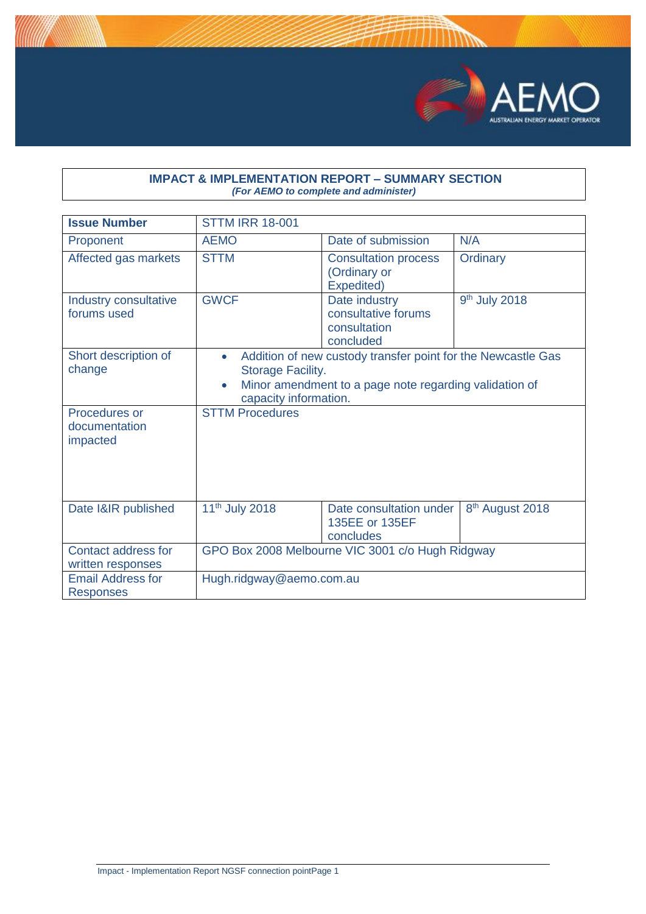**IMPACT & IMPLEMENTATION REPORT – SUMMARY SECTION**
*(For AEMO to complete and administer)*

| **Issue Number** | STTM IRR 18-001 | | |
|---|---|---|---|
| Proponent | AEMO | Date of submission | N/A |
| Affected gas markets | STTM | Consultation process (Ordinary or Expedited) | Ordinary |
| Industry consultative forums used | GWCF | Date industry consultative forums consultation concluded | 9th July 2018 |
| Short description of change | • Addition of new custody transfer point for the Newcastle Gas Storage Facility.<br>• Minor amendment to a page note regarding validation of capacity information. | | |
| Procedures or documentation impacted | STTM Procedures | | |
| Date I&IR published | 11th July 2018 | Date consultation under 135EE or 135EF concludes | 8th August 2018 |
| Contact address for written responses | GPO Box 2008 Melbourne VIC 3001 c/o Hugh Ridgway | | |
| Email Address for Responses | Hugh.ridgway@aemo.com.au | | |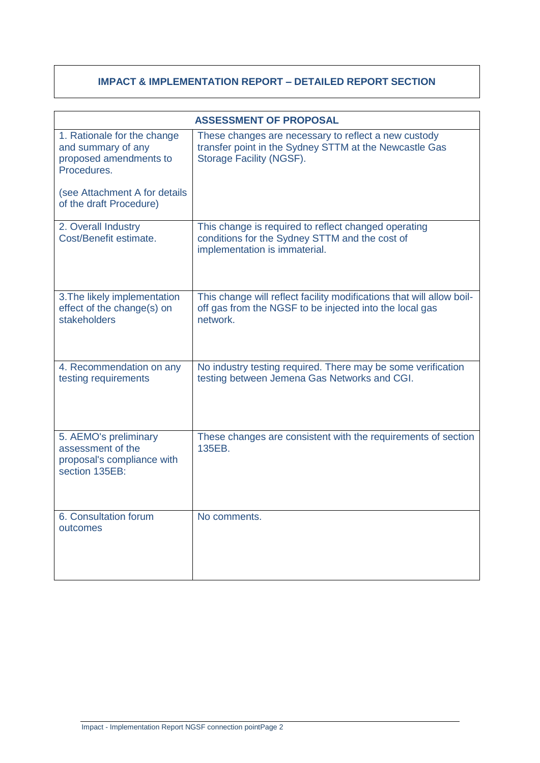**IMPACT & IMPLEMENTATION REPORT – DETAILED REPORT SECTION**

| ASSESSMENT OF PROPOSAL | |
|---|---|
| 1. Rationale for the change and summary of any proposed amendments to Procedures.<br><br>(see Attachment A for details of the draft Procedure) | These changes are necessary to reflect a new custody transfer point in the Sydney STTM at the Newcastle Gas Storage Facility (NGSF). |
| 2. Overall Industry Cost/Benefit estimate. | This change is required to reflect changed operating conditions for the Sydney STTM and the cost of implementation is immaterial. |
| 3.The likely implementation effect of the change(s) on stakeholders | This change will reflect facility modifications that will allow boil-off gas from the NGSF to be injected into the local gas network. |
| 4. Recommendation on any testing requirements | No industry testing required. There may be some verification testing between Jemena Gas Networks and CGI. |
| 5. AEMO's preliminary assessment of the proposal's compliance with section 135EB: | These changes are consistent with the requirements of section 135EB. |
| 6. Consultation forum outcomes | No comments. |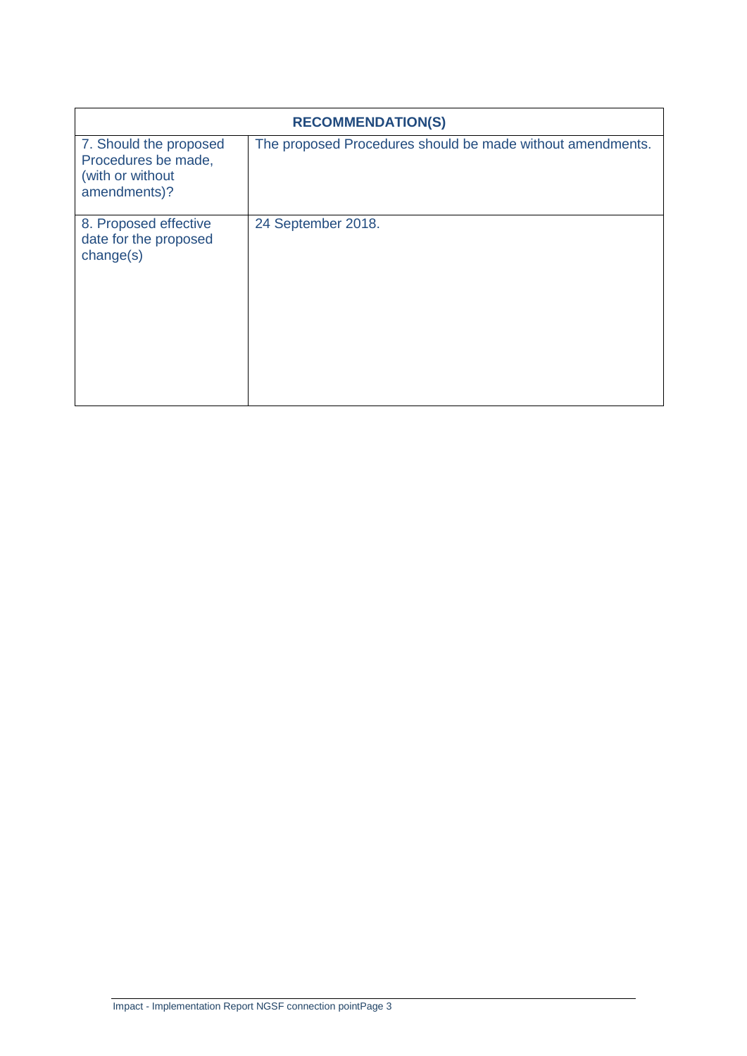| RECOMMENDATION(S) | |
|---|---|
| 7. Should the proposed Procedures be made, (with or without amendments)? | The proposed Procedures should be made without amendments. |
| 8. Proposed effective date for the proposed change(s) | 24 September 2018. |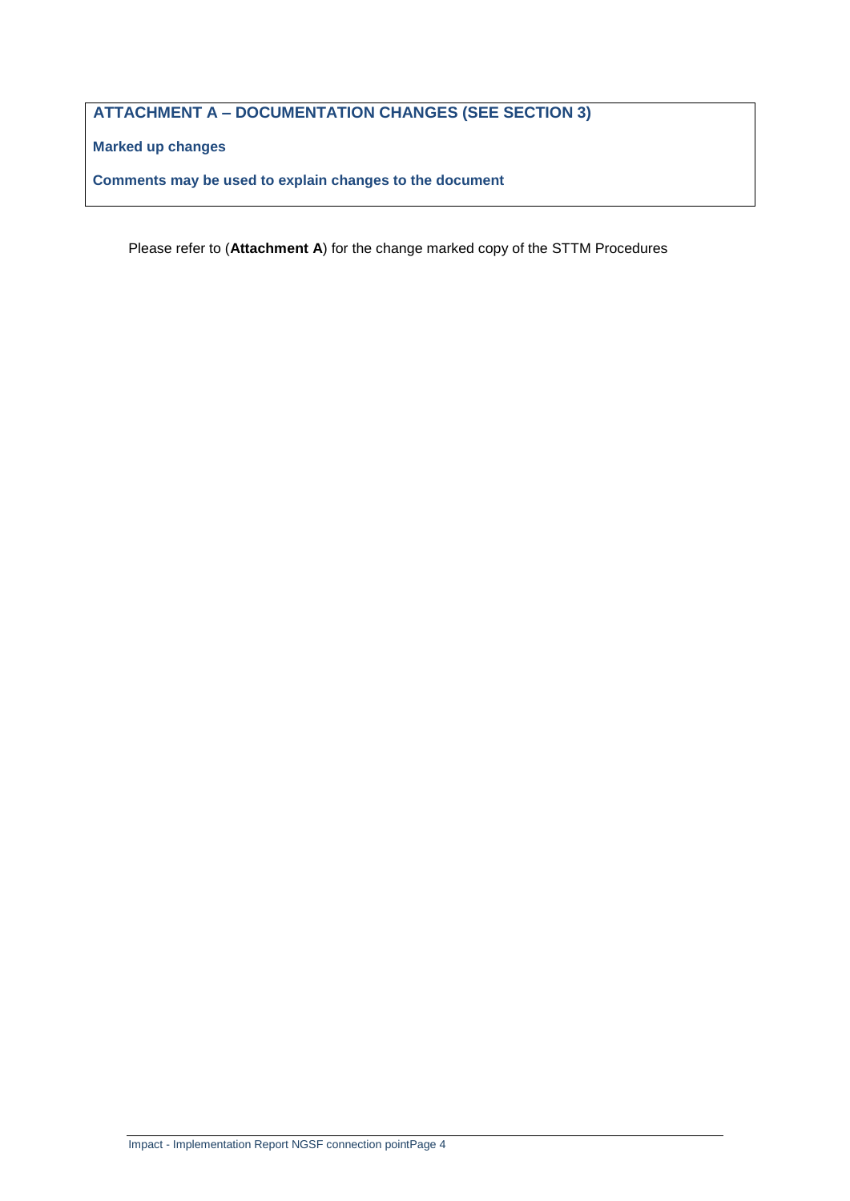## ATTACHMENT A – DOCUMENTATION CHANGES (SEE SECTION 3)

**Marked up changes**

**Comments may be used to explain changes to the document**

Please refer to (**Attachment A**) for the change marked copy of the STTM Procedures